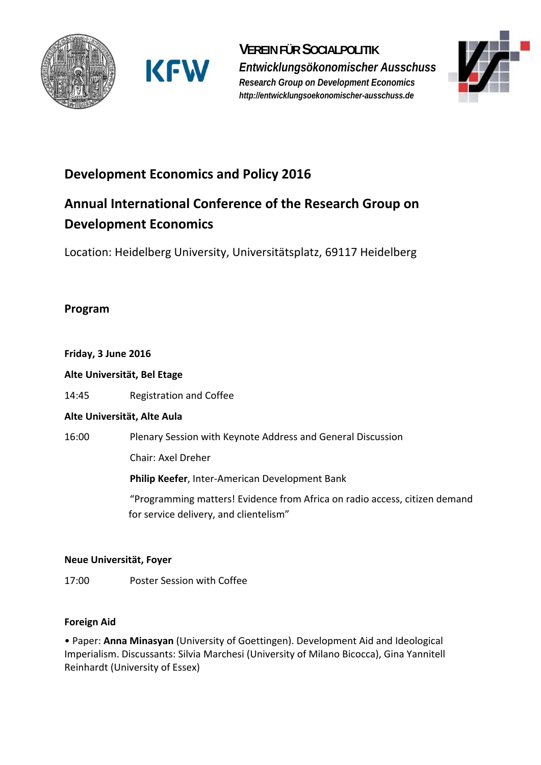**VEREIN FÜR SOCIALPOLITIK**
*Entwicklungsökonomischer Ausschuss*
*Research Group on Development Economics*
*http://entwicklungsoekonomischer-ausschuss.de*

# Development Economics and Policy 2016

# Annual International Conference of the Research Group on Development Economics

Location: Heidelberg University, Universitätsplatz, 69117 Heidelberg

## Program

**Friday, 3 June 2016**

**Alte Universität, Bel Etage**

14:45 Registration and Coffee

**Alte Universität, Alte Aula**

16:00 Plenary Session with Keynote Address and General Discussion

Chair: Axel Dreher

**Philip Keefer**, Inter-American Development Bank

"Programming matters! Evidence from Africa on radio access, citizen demand for service delivery, and clientelism"

**Neue Universität, Foyer**

17:00 Poster Session with Coffee

**Foreign Aid**

- Paper: **Anna Minasyan** (University of Goettingen). Development Aid and Ideological Imperialism. Discussants: Silvia Marchesi (University of Milano Bicocca), Gina Yannitell Reinhardt (University of Essex)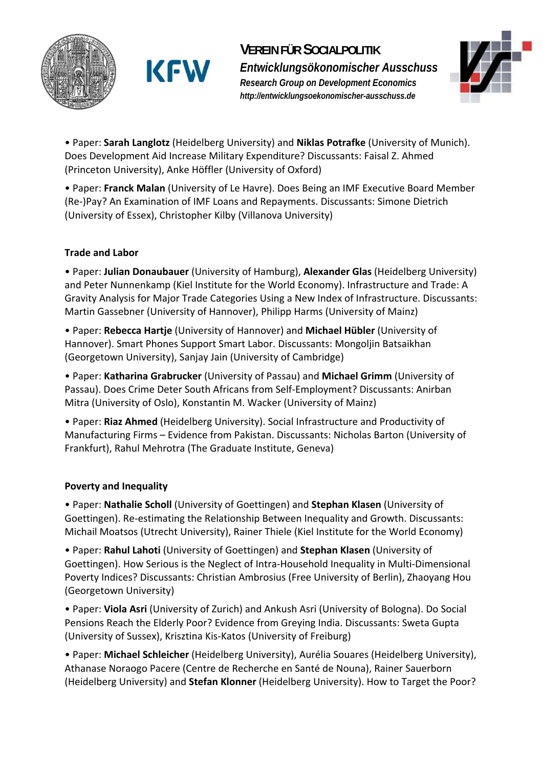• Paper: **Sarah Langlotz** (Heidelberg University) and **Niklas Potrafke** (University of Munich). Does Development Aid Increase Military Expenditure? Discussants: Faisal Z. Ahmed (Princeton University), Anke Höffler (University of Oxford)

• Paper: **Franck Malan** (University of Le Havre). Does Being an IMF Executive Board Member (Re-)Pay? An Examination of IMF Loans and Repayments. Discussants: Simone Dietrich (University of Essex), Christopher Kilby (Villanova University)

**Trade and Labor**

• Paper: **Julian Donaubauer** (University of Hamburg), **Alexander Glas** (Heidelberg University) and Peter Nunnenkamp (Kiel Institute for the World Economy). Infrastructure and Trade: A Gravity Analysis for Major Trade Categories Using a New Index of Infrastructure. Discussants: Martin Gassebner (University of Hannover), Philipp Harms (University of Mainz)

• Paper: **Rebecca Hartje** (University of Hannover) and **Michael Hübler** (University of Hannover). Smart Phones Support Smart Labor. Discussants: Mongoljin Batsaikhan (Georgetown University), Sanjay Jain (University of Cambridge)

• Paper: **Katharina Grabrucker** (University of Passau) and **Michael Grimm** (University of Passau). Does Crime Deter South Africans from Self-Employment? Discussants: Anirban Mitra (University of Oslo), Konstantin M. Wacker (University of Mainz)

• Paper: **Riaz Ahmed** (Heidelberg University). Social Infrastructure and Productivity of Manufacturing Firms – Evidence from Pakistan. Discussants: Nicholas Barton (University of Frankfurt), Rahul Mehrotra (The Graduate Institute, Geneva)

**Poverty and Inequality**

• Paper: **Nathalie Scholl** (University of Goettingen) and **Stephan Klasen** (University of Goettingen). Re-estimating the Relationship Between Inequality and Growth. Discussants: Michail Moatsos (Utrecht University), Rainer Thiele (Kiel Institute for the World Economy)

• Paper: **Rahul Lahoti** (University of Goettingen) and **Stephan Klasen** (University of Goettingen). How Serious is the Neglect of Intra-Household Inequality in Multi-Dimensional Poverty Indices? Discussants: Christian Ambrosius (Free University of Berlin), Zhaoyang Hou (Georgetown University)

• Paper: **Viola Asri** (University of Zurich) and Ankush Asri (University of Bologna). Do Social Pensions Reach the Elderly Poor? Evidence from Greying India. Discussants: Sweta Gupta (University of Sussex), Krisztina Kis-Katos (University of Freiburg)

• Paper: **Michael Schleicher** (Heidelberg University), Aurélia Souares (Heidelberg University), Athanase Noraogo Pacere (Centre de Recherche en Santé de Nouna), Rainer Sauerborn (Heidelberg University) and **Stefan Klonner** (Heidelberg University). How to Target the Poor?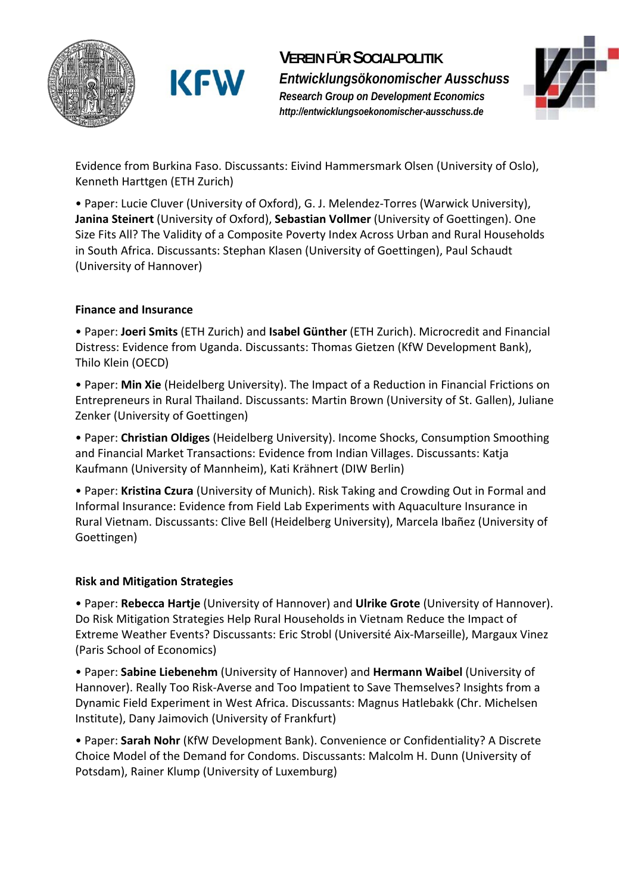Evidence from Burkina Faso. Discussants: Eivind Hammersmark Olsen (University of Oslo), Kenneth Harttgen (ETH Zurich)

- Paper: Lucie Cluver (University of Oxford), G. J. Melendez-Torres (Warwick University), **Janina Steinert** (University of Oxford), **Sebastian Vollmer** (University of Goettingen). One Size Fits All? The Validity of a Composite Poverty Index Across Urban and Rural Households in South Africa. Discussants: Stephan Klasen (University of Goettingen), Paul Schaudt (University of Hannover)

**Finance and Insurance**

- Paper: **Joeri Smits** (ETH Zurich) and **Isabel Günther** (ETH Zurich). Microcredit and Financial Distress: Evidence from Uganda. Discussants: Thomas Gietzen (KfW Development Bank), Thilo Klein (OECD)
- Paper: **Min Xie** (Heidelberg University). The Impact of a Reduction in Financial Frictions on Entrepreneurs in Rural Thailand. Discussants: Martin Brown (University of St. Gallen), Juliane Zenker (University of Goettingen)
- Paper: **Christian Oldiges** (Heidelberg University). Income Shocks, Consumption Smoothing and Financial Market Transactions: Evidence from Indian Villages. Discussants: Katja Kaufmann (University of Mannheim), Kati Krähnert (DIW Berlin)
- Paper: **Kristina Czura** (University of Munich). Risk Taking and Crowding Out in Formal and Informal Insurance: Evidence from Field Lab Experiments with Aquaculture Insurance in Rural Vietnam. Discussants: Clive Bell (Heidelberg University), Marcela Ibañez (University of Goettingen)

**Risk and Mitigation Strategies**

- Paper: **Rebecca Hartje** (University of Hannover) and **Ulrike Grote** (University of Hannover). Do Risk Mitigation Strategies Help Rural Households in Vietnam Reduce the Impact of Extreme Weather Events? Discussants: Eric Strobl (Université Aix-Marseille), Margaux Vinez (Paris School of Economics)
- Paper: **Sabine Liebenehm** (University of Hannover) and **Hermann Waibel** (University of Hannover). Really Too Risk-Averse and Too Impatient to Save Themselves? Insights from a Dynamic Field Experiment in West Africa. Discussants: Magnus Hatlebakk (Chr. Michelsen Institute), Dany Jaimovich (University of Frankfurt)
- Paper: **Sarah Nohr** (KfW Development Bank). Convenience or Confidentiality? A Discrete Choice Model of the Demand for Condoms. Discussants: Malcolm H. Dunn (University of Potsdam), Rainer Klump (University of Luxemburg)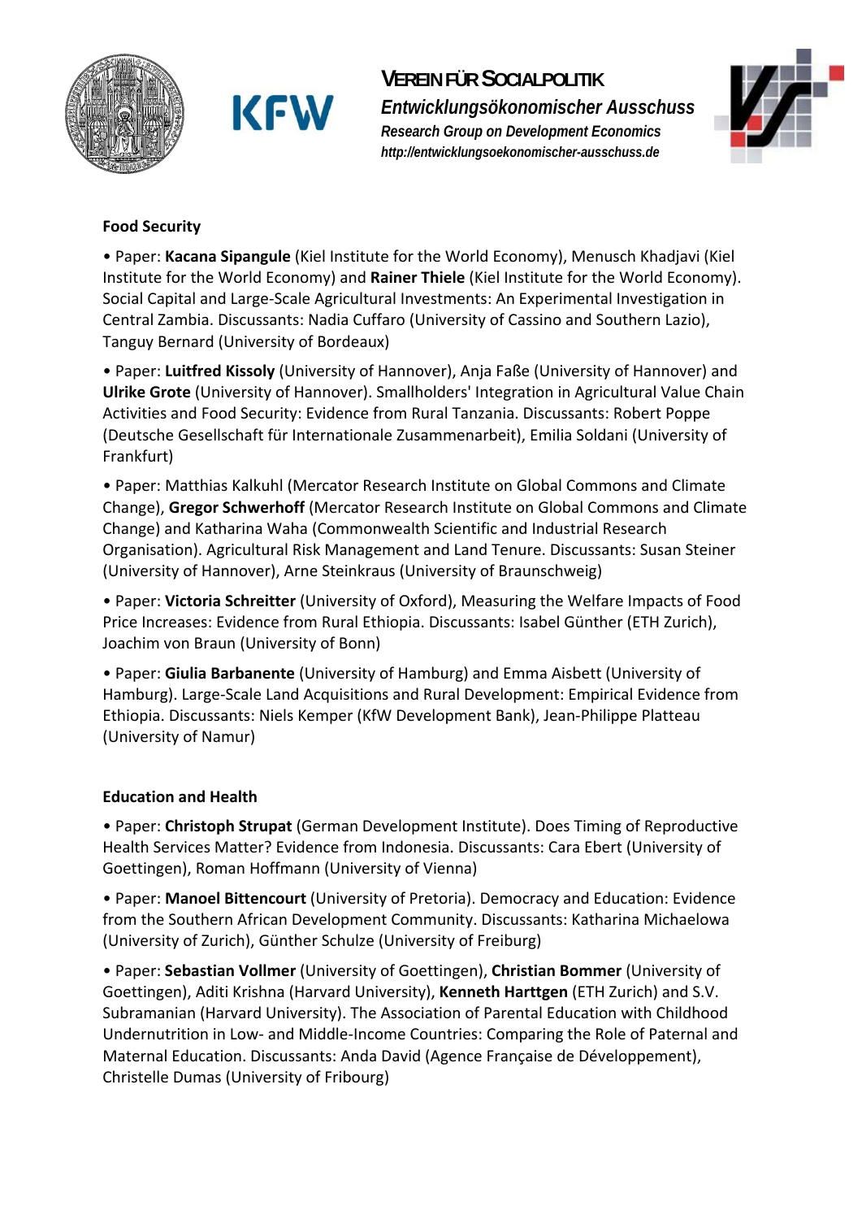**Food Security**

• Paper: **Kacana Sipangule** (Kiel Institute for the World Economy), Menusch Khadjavi (Kiel Institute for the World Economy) and **Rainer Thiele** (Kiel Institute for the World Economy). Social Capital and Large-Scale Agricultural Investments: An Experimental Investigation in Central Zambia. Discussants: Nadia Cuffaro (University of Cassino and Southern Lazio), Tanguy Bernard (University of Bordeaux)

• Paper: **Luitfred Kissoly** (University of Hannover), Anja Faße (University of Hannover) and **Ulrike Grote** (University of Hannover). Smallholders' Integration in Agricultural Value Chain Activities and Food Security: Evidence from Rural Tanzania. Discussants: Robert Poppe (Deutsche Gesellschaft für Internationale Zusammenarbeit), Emilia Soldani (University of Frankfurt)

• Paper: Matthias Kalkuhl (Mercator Research Institute on Global Commons and Climate Change), **Gregor Schwerhoff** (Mercator Research Institute on Global Commons and Climate Change) and Katharina Waha (Commonwealth Scientific and Industrial Research Organisation). Agricultural Risk Management and Land Tenure. Discussants: Susan Steiner (University of Hannover), Arne Steinkraus (University of Braunschweig)

• Paper: **Victoria Schreitter** (University of Oxford), Measuring the Welfare Impacts of Food Price Increases: Evidence from Rural Ethiopia. Discussants: Isabel Günther (ETH Zurich), Joachim von Braun (University of Bonn)

• Paper: **Giulia Barbanente** (University of Hamburg) and Emma Aisbett (University of Hamburg). Large-Scale Land Acquisitions and Rural Development: Empirical Evidence from Ethiopia. Discussants: Niels Kemper (KfW Development Bank), Jean-Philippe Platteau (University of Namur)

**Education and Health**

• Paper: **Christoph Strupat** (German Development Institute). Does Timing of Reproductive Health Services Matter? Evidence from Indonesia. Discussants: Cara Ebert (University of Goettingen), Roman Hoffmann (University of Vienna)

• Paper: **Manoel Bittencourt** (University of Pretoria). Democracy and Education: Evidence from the Southern African Development Community. Discussants: Katharina Michaelowa (University of Zurich), Günther Schulze (University of Freiburg)

• Paper: **Sebastian Vollmer** (University of Goettingen), **Christian Bommer** (University of Goettingen), Aditi Krishna (Harvard University), **Kenneth Harttgen** (ETH Zurich) and S.V. Subramanian (Harvard University). The Association of Parental Education with Childhood Undernutrition in Low- and Middle-Income Countries: Comparing the Role of Paternal and Maternal Education. Discussants: Anda David (Agence Française de Développement), Christelle Dumas (University of Fribourg)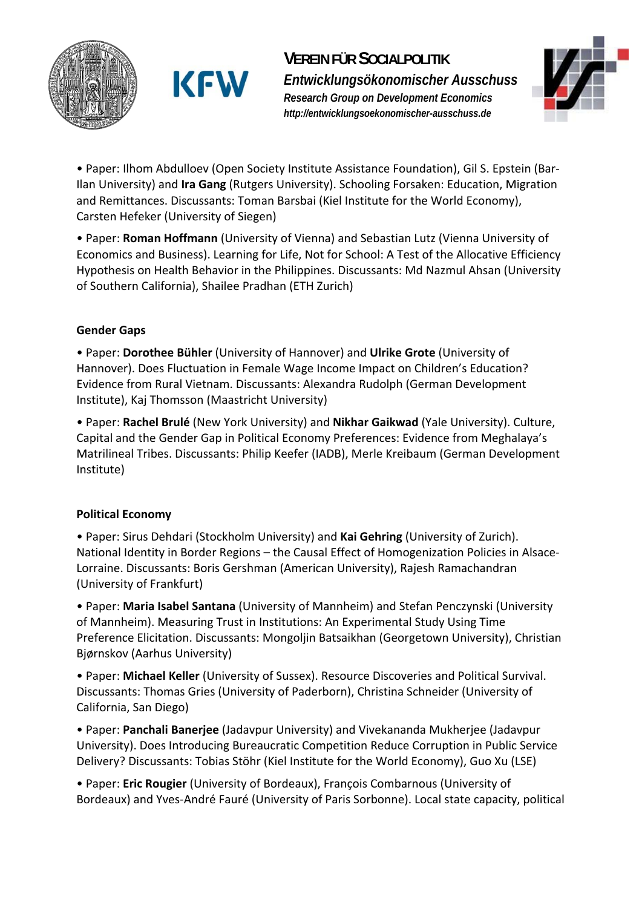• Paper: Ilhom Abdulloev (Open Society Institute Assistance Foundation), Gil S. Epstein (Bar-Ilan University) and **Ira Gang** (Rutgers University). Schooling Forsaken: Education, Migration and Remittances. Discussants: Toman Barsbai (Kiel Institute for the World Economy), Carsten Hefeker (University of Siegen)

• Paper: **Roman Hoffmann** (University of Vienna) and Sebastian Lutz (Vienna University of Economics and Business). Learning for Life, Not for School: A Test of the Allocative Efficiency Hypothesis on Health Behavior in the Philippines. Discussants: Md Nazmul Ahsan (University of Southern California), Shailee Pradhan (ETH Zurich)

**Gender Gaps**

• Paper: **Dorothee Bühler** (University of Hannover) and **Ulrike Grote** (University of Hannover). Does Fluctuation in Female Wage Income Impact on Children's Education? Evidence from Rural Vietnam. Discussants: Alexandra Rudolph (German Development Institute), Kaj Thomsson (Maastricht University)

• Paper: **Rachel Brulé** (New York University) and **Nikhar Gaikwad** (Yale University). Culture, Capital and the Gender Gap in Political Economy Preferences: Evidence from Meghalaya's Matrilineal Tribes. Discussants: Philip Keefer (IADB), Merle Kreibaum (German Development Institute)

**Political Economy**

• Paper: Sirus Dehdari (Stockholm University) and **Kai Gehring** (University of Zurich). National Identity in Border Regions – the Causal Effect of Homogenization Policies in Alsace-Lorraine. Discussants: Boris Gershman (American University), Rajesh Ramachandran (University of Frankfurt)

• Paper: **Maria Isabel Santana** (University of Mannheim) and Stefan Penczynski (University of Mannheim). Measuring Trust in Institutions: An Experimental Study Using Time Preference Elicitation. Discussants: Mongoljin Batsaikhan (Georgetown University), Christian Bjørnskov (Aarhus University)

• Paper: **Michael Keller** (University of Sussex). Resource Discoveries and Political Survival. Discussants: Thomas Gries (University of Paderborn), Christina Schneider (University of California, San Diego)

• Paper: **Panchali Banerjee** (Jadavpur University) and Vivekananda Mukherjee (Jadavpur University). Does Introducing Bureaucratic Competition Reduce Corruption in Public Service Delivery? Discussants: Tobias Stöhr (Kiel Institute for the World Economy), Guo Xu (LSE)

• Paper: **Eric Rougier** (University of Bordeaux), François Combarnous (University of Bordeaux) and Yves-André Fauré (University of Paris Sorbonne). Local state capacity, political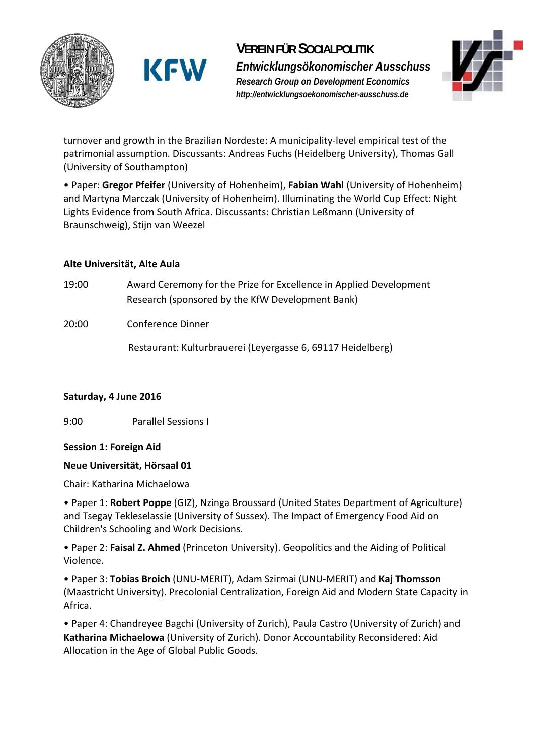turnover and growth in the Brazilian Nordeste: A municipality-level empirical test of the patrimonial assumption. Discussants: Andreas Fuchs (Heidelberg University), Thomas Gall (University of Southampton)

• Paper: **Gregor Pfeifer** (University of Hohenheim), **Fabian Wahl** (University of Hohenheim) and Martyna Marczak (University of Hohenheim). Illuminating the World Cup Effect: Night Lights Evidence from South Africa. Discussants: Christian Leßmann (University of Braunschweig), Stijn van Weezel

**Alte Universität, Alte Aula**

19:00 Award Ceremony for the Prize for Excellence in Applied Development Research (sponsored by the KfW Development Bank)

20:00 Conference Dinner

Restaurant: Kulturbrauerei (Leyergasse 6, 69117 Heidelberg)

**Saturday, 4 June 2016**

9:00 Parallel Sessions I

**Session 1: Foreign Aid**

**Neue Universität, Hörsaal 01**

Chair: Katharina Michaelowa

• Paper 1: **Robert Poppe** (GIZ), Nzinga Broussard (United States Department of Agriculture) and Tsegay Tekleselassie (University of Sussex). The Impact of Emergency Food Aid on Children's Schooling and Work Decisions.

• Paper 2: **Faisal Z. Ahmed** (Princeton University). Geopolitics and the Aiding of Political Violence.

• Paper 3: **Tobias Broich** (UNU-MERIT), Adam Szirmai (UNU-MERIT) and **Kaj Thomsson** (Maastricht University). Precolonial Centralization, Foreign Aid and Modern State Capacity in Africa.

• Paper 4: Chandreyee Bagchi (University of Zurich), Paula Castro (University of Zurich) and **Katharina Michaelowa** (University of Zurich). Donor Accountability Reconsidered: Aid Allocation in the Age of Global Public Goods.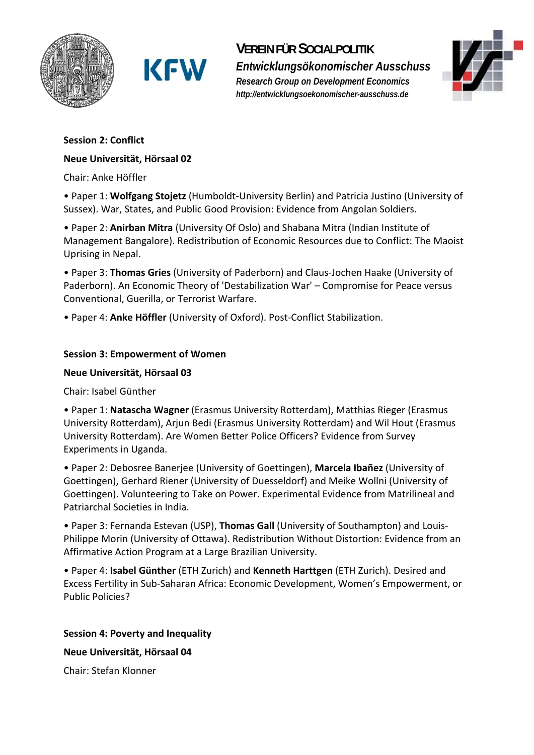**Session 2: Conflict**

**Neue Universität, Hörsaal 02**

Chair: Anke Höffler

- Paper 1: **Wolfgang Stojetz** (Humboldt-University Berlin) and Patricia Justino (University of Sussex). War, States, and Public Good Provision: Evidence from Angolan Soldiers.
- Paper 2: **Anirban Mitra** (University Of Oslo) and Shabana Mitra (Indian Institute of Management Bangalore). Redistribution of Economic Resources due to Conflict: The Maoist Uprising in Nepal.
- Paper 3: **Thomas Gries** (University of Paderborn) and Claus-Jochen Haake (University of Paderborn). An Economic Theory of 'Destabilization War' – Compromise for Peace versus Conventional, Guerilla, or Terrorist Warfare.
- Paper 4: **Anke Höffler** (University of Oxford). Post-Conflict Stabilization.

**Session 3: Empowerment of Women**

**Neue Universität, Hörsaal 03**

Chair: Isabel Günther

- Paper 1: **Natascha Wagner** (Erasmus University Rotterdam), Matthias Rieger (Erasmus University Rotterdam), Arjun Bedi (Erasmus University Rotterdam) and Wil Hout (Erasmus University Rotterdam). Are Women Better Police Officers? Evidence from Survey Experiments in Uganda.
- Paper 2: Debosree Banerjee (University of Goettingen), **Marcela Ibañez** (University of Goettingen), Gerhard Riener (University of Duesseldorf) and Meike Wollni (University of Goettingen). Volunteering to Take on Power. Experimental Evidence from Matrilineal and Patriarchal Societies in India.
- Paper 3: Fernanda Estevan (USP), **Thomas Gall** (University of Southampton) and Louis-Philippe Morin (University of Ottawa). Redistribution Without Distortion: Evidence from an Affirmative Action Program at a Large Brazilian University.
- Paper 4: **Isabel Günther** (ETH Zurich) and **Kenneth Harttgen** (ETH Zurich). Desired and Excess Fertility in Sub-Saharan Africa: Economic Development, Women's Empowerment, or Public Policies?

**Session 4: Poverty and Inequality**

**Neue Universität, Hörsaal 04**

Chair: Stefan Klonner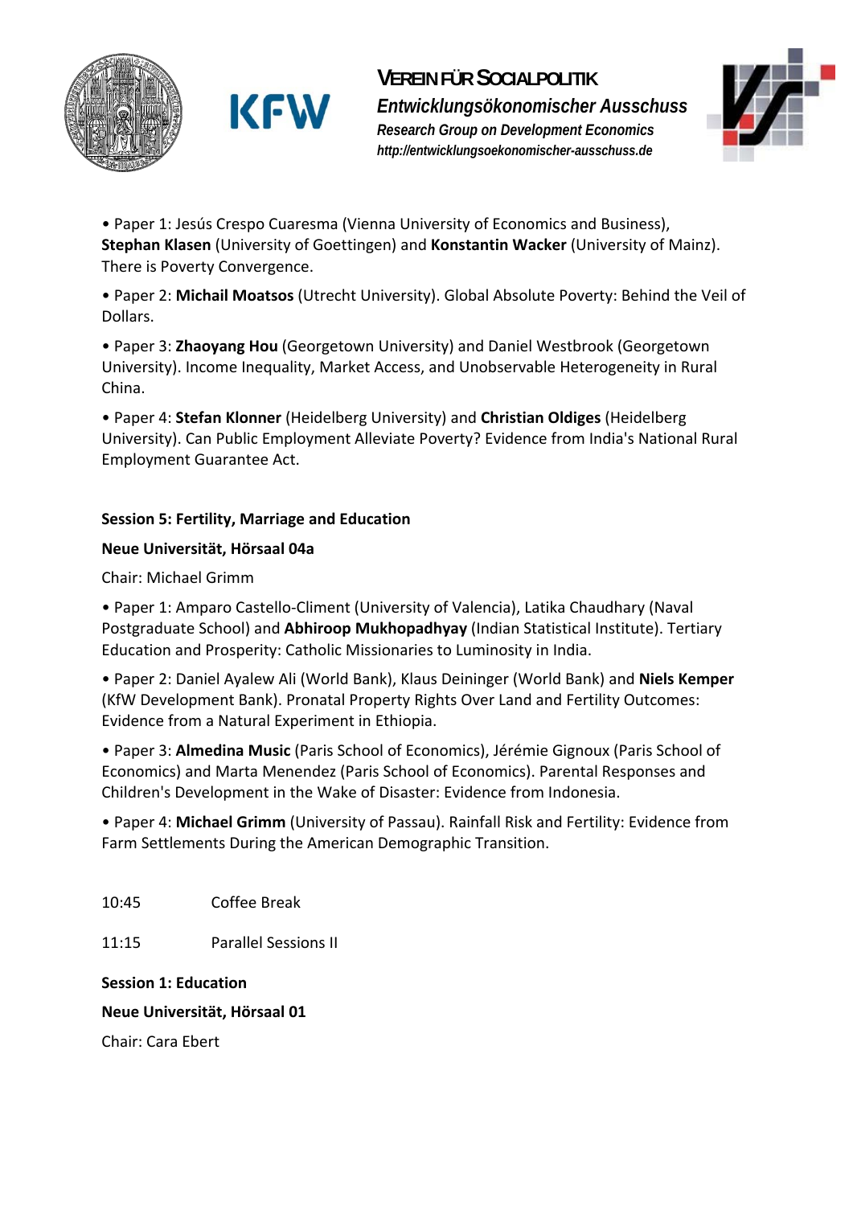• Paper 1: Jesús Crespo Cuaresma (Vienna University of Economics and Business), **Stephan Klasen** (University of Goettingen) and **Konstantin Wacker** (University of Mainz). There is Poverty Convergence.

• Paper 2: **Michail Moatsos** (Utrecht University). Global Absolute Poverty: Behind the Veil of Dollars.

• Paper 3: **Zhaoyang Hou** (Georgetown University) and Daniel Westbrook (Georgetown University). Income Inequality, Market Access, and Unobservable Heterogeneity in Rural China.

• Paper 4: **Stefan Klonner** (Heidelberg University) and **Christian Oldiges** (Heidelberg University). Can Public Employment Alleviate Poverty? Evidence from India's National Rural Employment Guarantee Act.

**Session 5: Fertility, Marriage and Education**

**Neue Universität, Hörsaal 04a**

Chair: Michael Grimm

• Paper 1: Amparo Castello-Climent (University of Valencia), Latika Chaudhary (Naval Postgraduate School) and **Abhiroop Mukhopadhyay** (Indian Statistical Institute). Tertiary Education and Prosperity: Catholic Missionaries to Luminosity in India.

• Paper 2: Daniel Ayalew Ali (World Bank), Klaus Deininger (World Bank) and **Niels Kemper** (KfW Development Bank). Pronatal Property Rights Over Land and Fertility Outcomes: Evidence from a Natural Experiment in Ethiopia.

• Paper 3: **Almedina Music** (Paris School of Economics), Jérémie Gignoux (Paris School of Economics) and Marta Menendez (Paris School of Economics). Parental Responses and Children's Development in the Wake of Disaster: Evidence from Indonesia.

• Paper 4: **Michael Grimm** (University of Passau). Rainfall Risk and Fertility: Evidence from Farm Settlements During the American Demographic Transition.

10:45 Coffee Break

11:15 Parallel Sessions II

**Session 1: Education**

**Neue Universität, Hörsaal 01**

Chair: Cara Ebert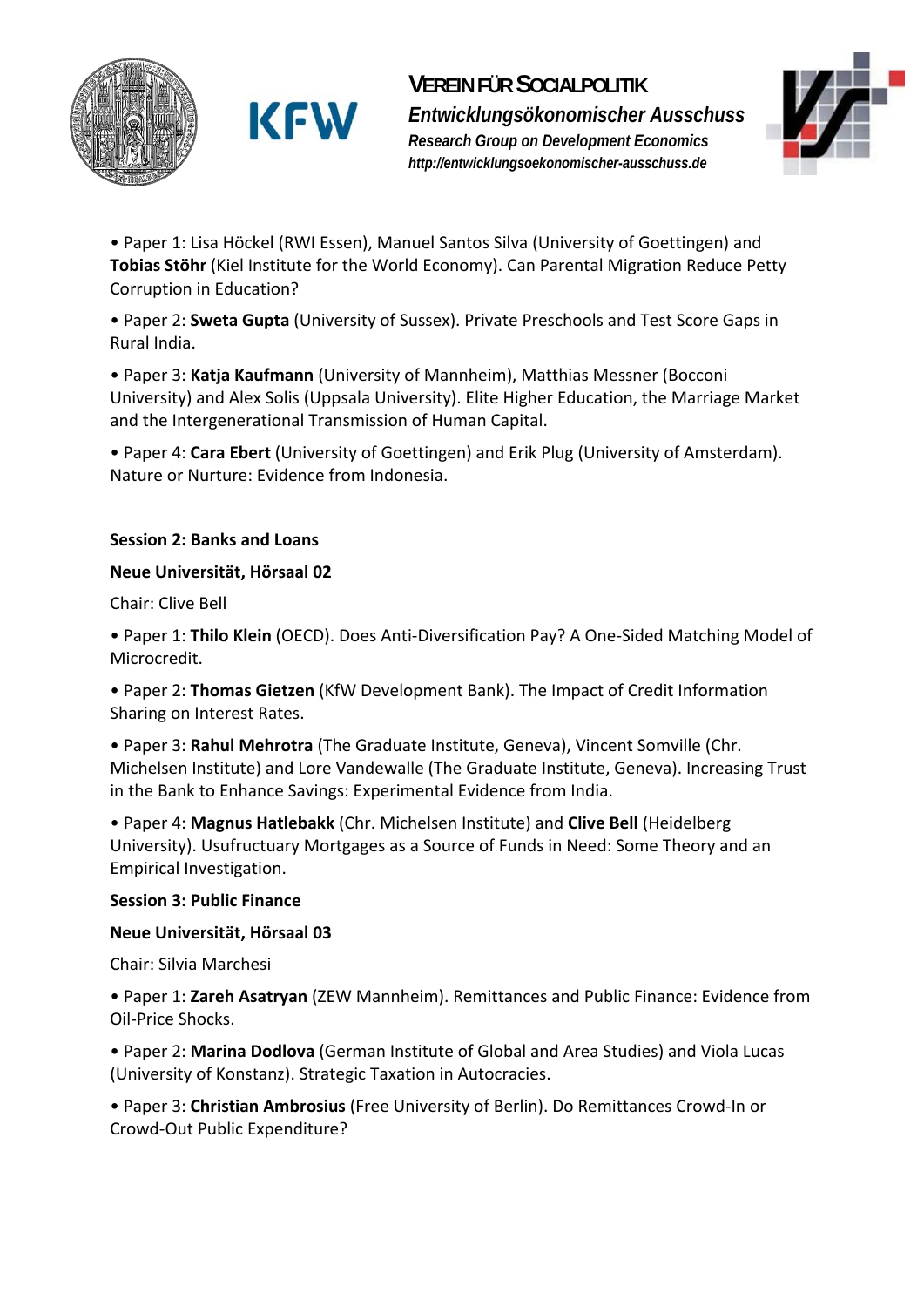• Paper 1: Lisa Höckel (RWI Essen), Manuel Santos Silva (University of Goettingen) and **Tobias Stöhr** (Kiel Institute for the World Economy). Can Parental Migration Reduce Petty Corruption in Education?

• Paper 2: **Sweta Gupta** (University of Sussex). Private Preschools and Test Score Gaps in Rural India.

• Paper 3: **Katja Kaufmann** (University of Mannheim), Matthias Messner (Bocconi University) and Alex Solis (Uppsala University). Elite Higher Education, the Marriage Market and the Intergenerational Transmission of Human Capital.

• Paper 4: **Cara Ebert** (University of Goettingen) and Erik Plug (University of Amsterdam). Nature or Nurture: Evidence from Indonesia.

**Session 2: Banks and Loans**

**Neue Universität, Hörsaal 02**

Chair: Clive Bell

• Paper 1: **Thilo Klein** (OECD). Does Anti-Diversification Pay? A One-Sided Matching Model of Microcredit.

• Paper 2: **Thomas Gietzen** (KfW Development Bank). The Impact of Credit Information Sharing on Interest Rates.

• Paper 3: **Rahul Mehrotra** (The Graduate Institute, Geneva), Vincent Somville (Chr. Michelsen Institute) and Lore Vandewalle (The Graduate Institute, Geneva). Increasing Trust in the Bank to Enhance Savings: Experimental Evidence from India.

• Paper 4: **Magnus Hatlebakk** (Chr. Michelsen Institute) and **Clive Bell** (Heidelberg University). Usufructuary Mortgages as a Source of Funds in Need: Some Theory and an Empirical Investigation.

**Session 3: Public Finance**

**Neue Universität, Hörsaal 03**

Chair: Silvia Marchesi

• Paper 1: **Zareh Asatryan** (ZEW Mannheim). Remittances and Public Finance: Evidence from Oil-Price Shocks.

• Paper 2: **Marina Dodlova** (German Institute of Global and Area Studies) and Viola Lucas (University of Konstanz). Strategic Taxation in Autocracies.

• Paper 3: **Christian Ambrosius** (Free University of Berlin). Do Remittances Crowd-In or Crowd-Out Public Expenditure?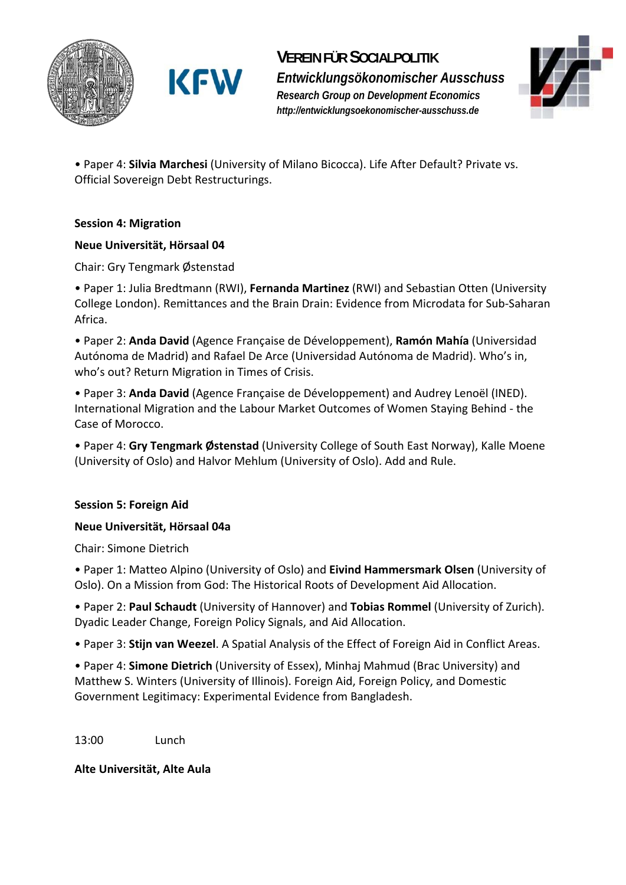• Paper 4: **Silvia Marchesi** (University of Milano Bicocca). Life After Default? Private vs. Official Sovereign Debt Restructurings.

**Session 4: Migration**

**Neue Universität, Hörsaal 04**

Chair: Gry Tengmark Østenstad

• Paper 1: Julia Bredtmann (RWI), **Fernanda Martinez** (RWI) and Sebastian Otten (University College London). Remittances and the Brain Drain: Evidence from Microdata for Sub-Saharan Africa.

• Paper 2: **Anda David** (Agence Française de Développement), **Ramón Mahía** (Universidad Autónoma de Madrid) and Rafael De Arce (Universidad Autónoma de Madrid). Who's in, who's out? Return Migration in Times of Crisis.

• Paper 3: **Anda David** (Agence Française de Développement) and Audrey Lenoël (INED). International Migration and the Labour Market Outcomes of Women Staying Behind - the Case of Morocco.

• Paper 4: **Gry Tengmark Østenstad** (University College of South East Norway), Kalle Moene (University of Oslo) and Halvor Mehlum (University of Oslo). Add and Rule.

**Session 5: Foreign Aid**

**Neue Universität, Hörsaal 04a**

Chair: Simone Dietrich

• Paper 1: Matteo Alpino (University of Oslo) and **Eivind Hammersmark Olsen** (University of Oslo). On a Mission from God: The Historical Roots of Development Aid Allocation.

• Paper 2: **Paul Schaudt** (University of Hannover) and **Tobias Rommel** (University of Zurich). Dyadic Leader Change, Foreign Policy Signals, and Aid Allocation.

• Paper 3: **Stijn van Weezel**. A Spatial Analysis of the Effect of Foreign Aid in Conflict Areas.

• Paper 4: **Simone Dietrich** (University of Essex), Minhaj Mahmud (Brac University) and Matthew S. Winters (University of Illinois). Foreign Aid, Foreign Policy, and Domestic Government Legitimacy: Experimental Evidence from Bangladesh.

13:00 Lunch

**Alte Universität, Alte Aula**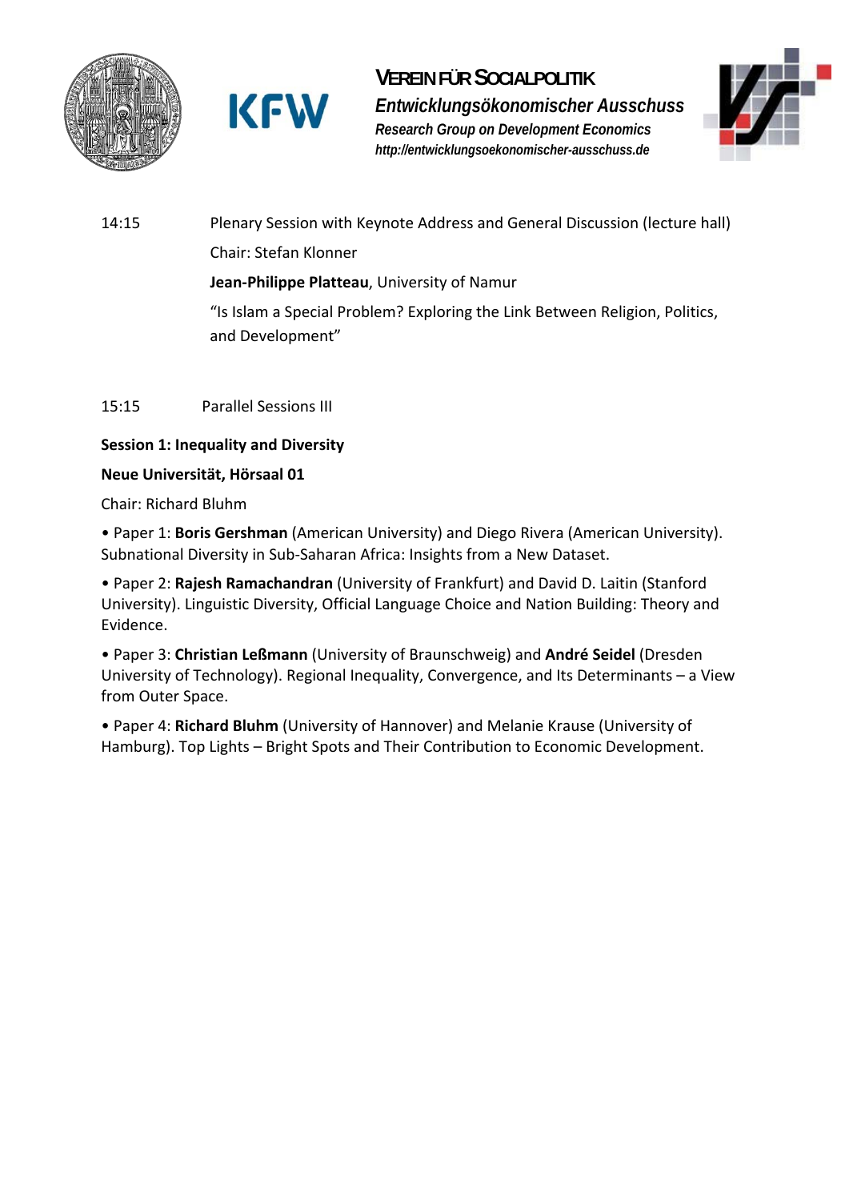14:15 Plenary Session with Keynote Address and General Discussion (lecture hall)

Chair: Stefan Klonner

**Jean-Philippe Platteau**, University of Namur

"Is Islam a Special Problem? Exploring the Link Between Religion, Politics, and Development"

15:15 Parallel Sessions III

**Session 1: Inequality and Diversity**

**Neue Universität, Hörsaal 01**

Chair: Richard Bluhm

- Paper 1: **Boris Gershman** (American University) and Diego Rivera (American University). Subnational Diversity in Sub-Saharan Africa: Insights from a New Dataset.
- Paper 2: **Rajesh Ramachandran** (University of Frankfurt) and David D. Laitin (Stanford University). Linguistic Diversity, Official Language Choice and Nation Building: Theory and Evidence.
- Paper 3: **Christian Leßmann** (University of Braunschweig) and **André Seidel** (Dresden University of Technology). Regional Inequality, Convergence, and Its Determinants – a View from Outer Space.
- Paper 4: **Richard Bluhm** (University of Hannover) and Melanie Krause (University of Hamburg). Top Lights – Bright Spots and Their Contribution to Economic Development.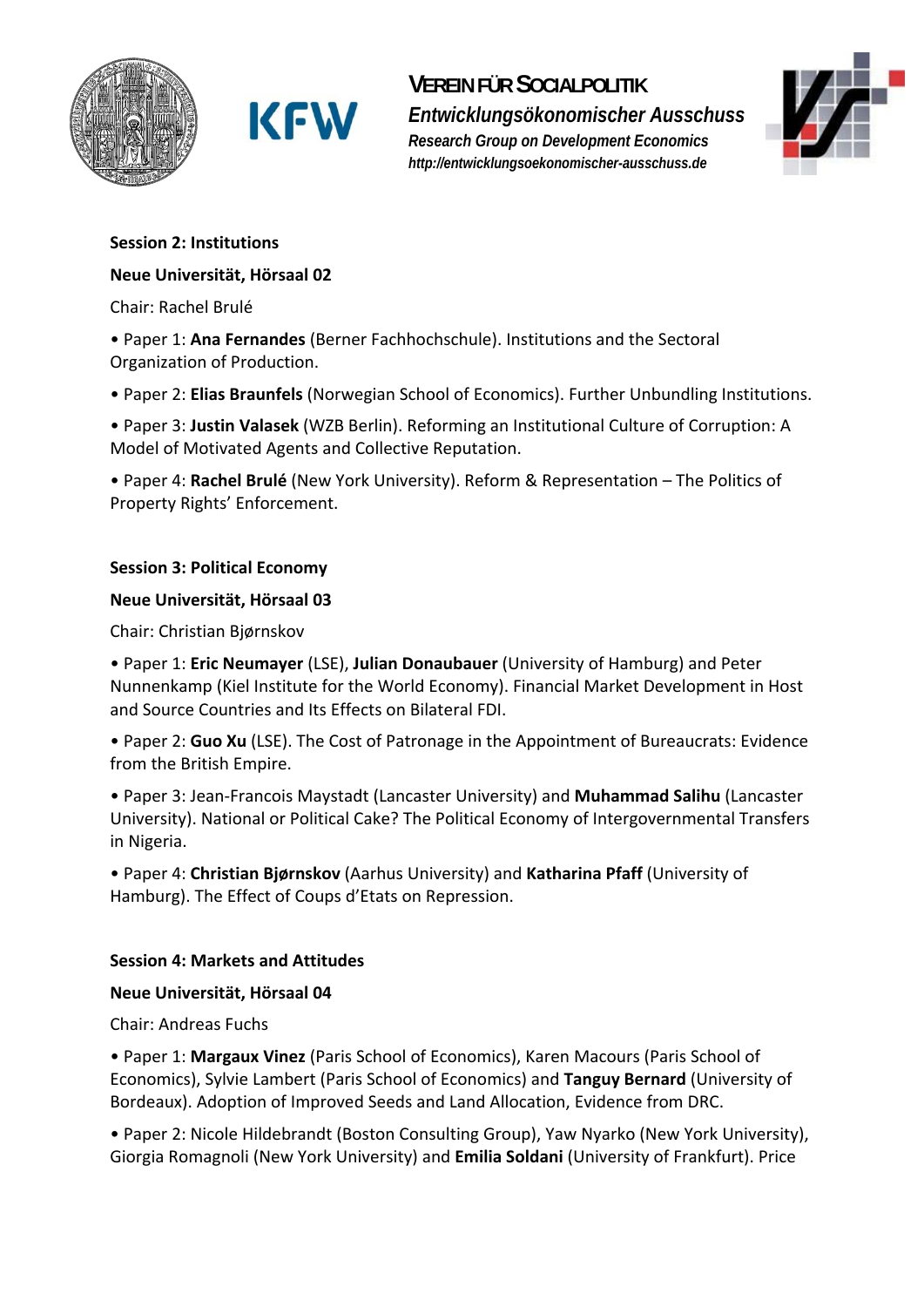**Session 2: Institutions**

**Neue Universität, Hörsaal 02**

Chair: Rachel Brulé

• Paper 1: **Ana Fernandes** (Berner Fachhochschule). Institutions and the Sectoral Organization of Production.

• Paper 2: **Elias Braunfels** (Norwegian School of Economics). Further Unbundling Institutions.

• Paper 3: **Justin Valasek** (WZB Berlin). Reforming an Institutional Culture of Corruption: A Model of Motivated Agents and Collective Reputation.

• Paper 4: **Rachel Brulé** (New York University). Reform & Representation – The Politics of Property Rights' Enforcement.

**Session 3: Political Economy**

**Neue Universität, Hörsaal 03**

Chair: Christian Bjørnskov

• Paper 1: **Eric Neumayer** (LSE), **Julian Donaubauer** (University of Hamburg) and Peter Nunnenkamp (Kiel Institute for the World Economy). Financial Market Development in Host and Source Countries and Its Effects on Bilateral FDI.

• Paper 2: **Guo Xu** (LSE). The Cost of Patronage in the Appointment of Bureaucrats: Evidence from the British Empire.

• Paper 3: Jean-Francois Maystadt (Lancaster University) and **Muhammad Salihu** (Lancaster University). National or Political Cake? The Political Economy of Intergovernmental Transfers in Nigeria.

• Paper 4: **Christian Bjørnskov** (Aarhus University) and **Katharina Pfaff** (University of Hamburg). The Effect of Coups d'Etats on Repression.

**Session 4: Markets and Attitudes**

**Neue Universität, Hörsaal 04**

Chair: Andreas Fuchs

• Paper 1: **Margaux Vinez** (Paris School of Economics), Karen Macours (Paris School of Economics), Sylvie Lambert (Paris School of Economics) and **Tanguy Bernard** (University of Bordeaux). Adoption of Improved Seeds and Land Allocation, Evidence from DRC.

• Paper 2: Nicole Hildebrandt (Boston Consulting Group), Yaw Nyarko (New York University), Giorgia Romagnoli (New York University) and **Emilia Soldani** (University of Frankfurt). Price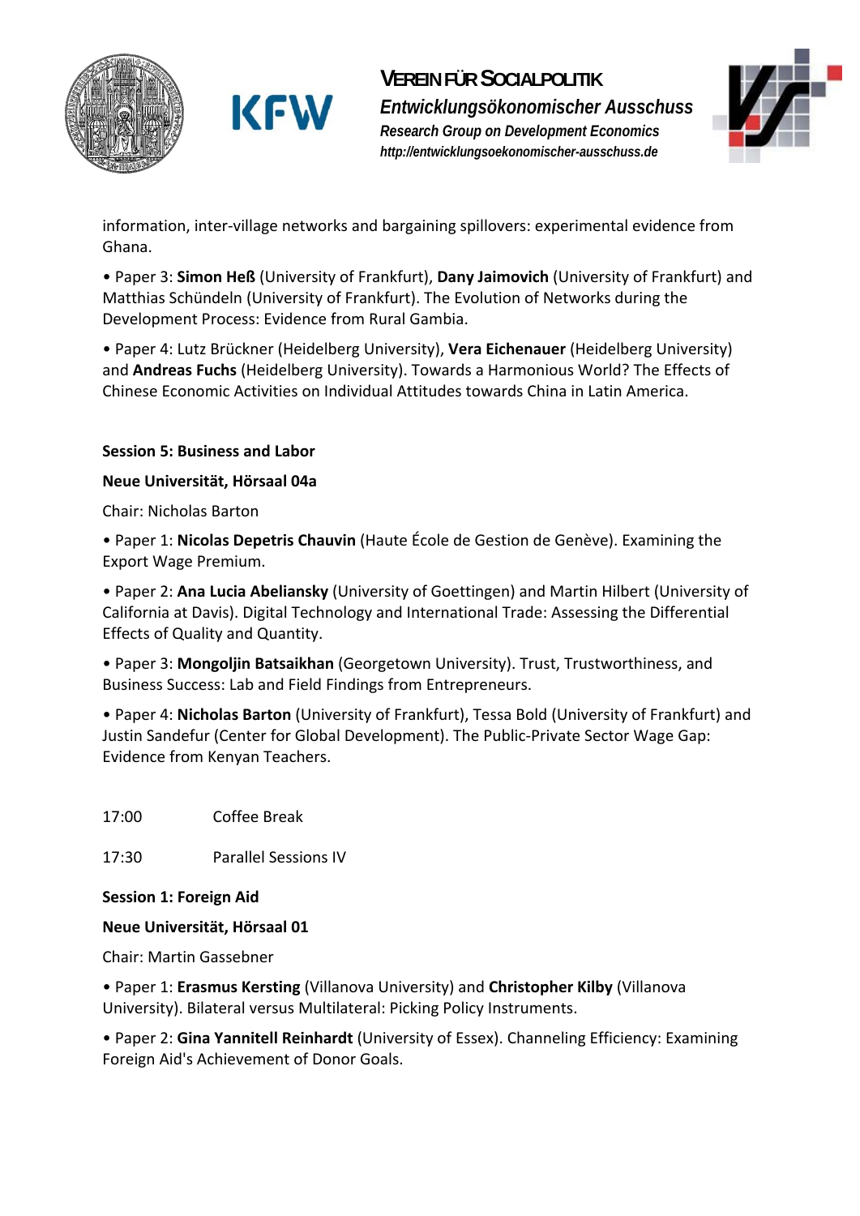information, inter-village networks and bargaining spillovers: experimental evidence from Ghana.

• Paper 3: **Simon Heß** (University of Frankfurt), **Dany Jaimovich** (University of Frankfurt) and Matthias Schündeln (University of Frankfurt). The Evolution of Networks during the Development Process: Evidence from Rural Gambia.

• Paper 4: Lutz Brückner (Heidelberg University), **Vera Eichenauer** (Heidelberg University) and **Andreas Fuchs** (Heidelberg University). Towards a Harmonious World? The Effects of Chinese Economic Activities on Individual Attitudes towards China in Latin America.

**Session 5: Business and Labor**

**Neue Universität, Hörsaal 04a**

Chair: Nicholas Barton

• Paper 1: **Nicolas Depetris Chauvin** (Haute École de Gestion de Genève). Examining the Export Wage Premium.

• Paper 2: **Ana Lucia Abeliansky** (University of Goettingen) and Martin Hilbert (University of California at Davis). Digital Technology and International Trade: Assessing the Differential Effects of Quality and Quantity.

• Paper 3: **Mongoljin Batsaikhan** (Georgetown University). Trust, Trustworthiness, and Business Success: Lab and Field Findings from Entrepreneurs.

• Paper 4: **Nicholas Barton** (University of Frankfurt), Tessa Bold (University of Frankfurt) and Justin Sandefur (Center for Global Development). The Public-Private Sector Wage Gap: Evidence from Kenyan Teachers.

17:00 Coffee Break

17:30 Parallel Sessions IV

**Session 1: Foreign Aid**

**Neue Universität, Hörsaal 01**

Chair: Martin Gassebner

• Paper 1: **Erasmus Kersting** (Villanova University) and **Christopher Kilby** (Villanova University). Bilateral versus Multilateral: Picking Policy Instruments.

• Paper 2: **Gina Yannitell Reinhardt** (University of Essex). Channeling Efficiency: Examining Foreign Aid's Achievement of Donor Goals.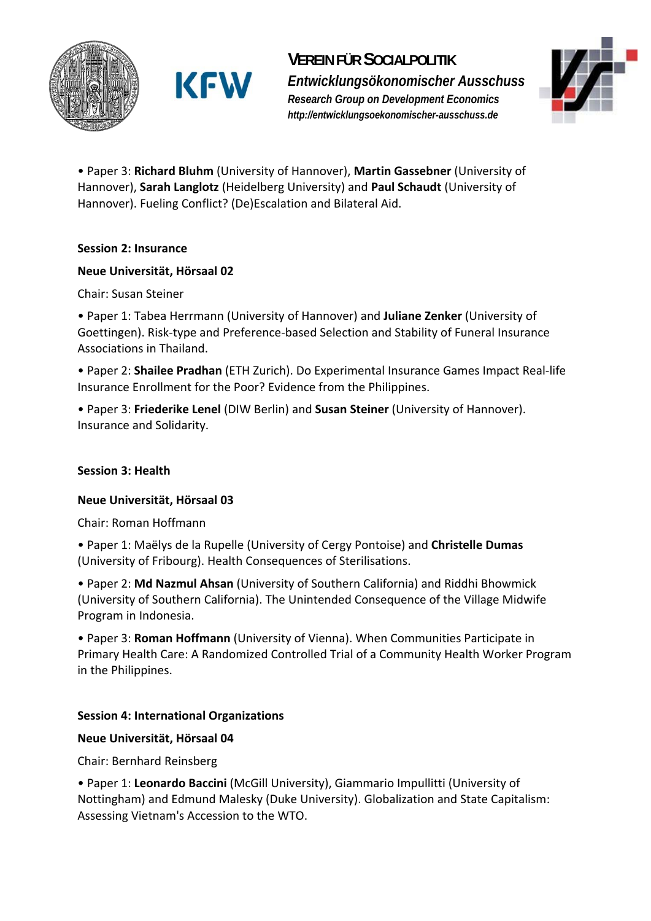• Paper 3: **Richard Bluhm** (University of Hannover), **Martin Gassebner** (University of Hannover), **Sarah Langlotz** (Heidelberg University) and **Paul Schaudt** (University of Hannover). Fueling Conflict? (De)Escalation and Bilateral Aid.

**Session 2: Insurance**

**Neue Universität, Hörsaal 02**

Chair: Susan Steiner

• Paper 1: Tabea Herrmann (University of Hannover) and **Juliane Zenker** (University of Goettingen). Risk-type and Preference-based Selection and Stability of Funeral Insurance Associations in Thailand.

• Paper 2: **Shailee Pradhan** (ETH Zurich). Do Experimental Insurance Games Impact Real-life Insurance Enrollment for the Poor? Evidence from the Philippines.

• Paper 3: **Friederike Lenel** (DIW Berlin) and **Susan Steiner** (University of Hannover). Insurance and Solidarity.

**Session 3: Health**

**Neue Universität, Hörsaal 03**

Chair: Roman Hoffmann

• Paper 1: Maëlys de la Rupelle (University of Cergy Pontoise) and **Christelle Dumas** (University of Fribourg). Health Consequences of Sterilisations.

• Paper 2: **Md Nazmul Ahsan** (University of Southern California) and Riddhi Bhowmick (University of Southern California). The Unintended Consequence of the Village Midwife Program in Indonesia.

• Paper 3: **Roman Hoffmann** (University of Vienna). When Communities Participate in Primary Health Care: A Randomized Controlled Trial of a Community Health Worker Program in the Philippines.

**Session 4: International Organizations**

**Neue Universität, Hörsaal 04**

Chair: Bernhard Reinsberg

• Paper 1: **Leonardo Baccini** (McGill University), Giammario Impullitti (University of Nottingham) and Edmund Malesky (Duke University). Globalization and State Capitalism: Assessing Vietnam's Accession to the WTO.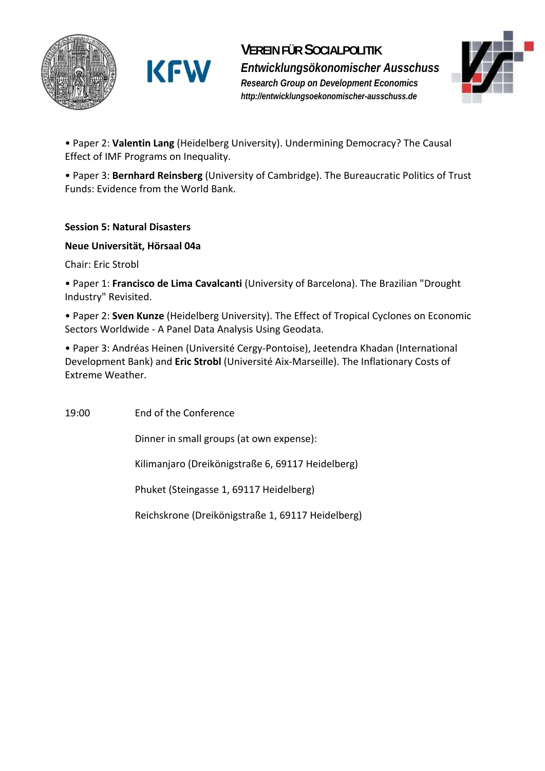• Paper 2: **Valentin Lang** (Heidelberg University). Undermining Democracy? The Causal Effect of IMF Programs on Inequality.

• Paper 3: **Bernhard Reinsberg** (University of Cambridge). The Bureaucratic Politics of Trust Funds: Evidence from the World Bank.

**Session 5: Natural Disasters**

**Neue Universität, Hörsaal 04a**

Chair: Eric Strobl

• Paper 1: **Francisco de Lima Cavalcanti** (University of Barcelona). The Brazilian "Drought Industry" Revisited.

• Paper 2: **Sven Kunze** (Heidelberg University). The Effect of Tropical Cyclones on Economic Sectors Worldwide - A Panel Data Analysis Using Geodata.

• Paper 3: Andréas Heinen (Université Cergy-Pontoise), Jeetendra Khadan (International Development Bank) and **Eric Strobl** (Université Aix-Marseille). The Inflationary Costs of Extreme Weather.

19:00 End of the Conference

Dinner in small groups (at own expense):

Kilimanjaro (Dreikönigstraße 6, 69117 Heidelberg)

Phuket (Steingasse 1, 69117 Heidelberg)

Reichskrone (Dreikönigstraße 1, 69117 Heidelberg)